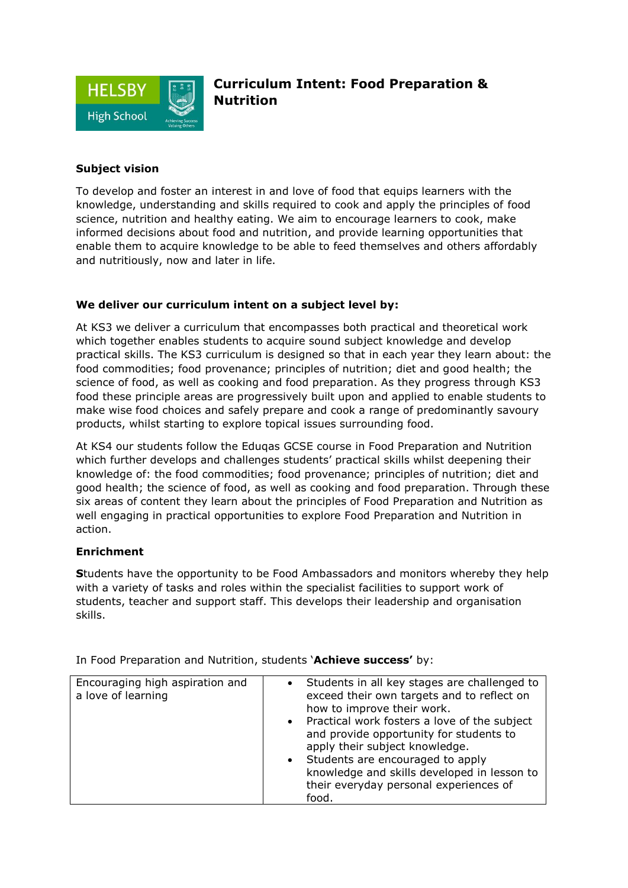# Curriculum Intent: Food Preparation & Nutrition

### Subject vision

To develop and foster an interest in and love of food that equips learners with the knowledge, understanding and skills required to cook and apply the principles of food science, nutrition and healthy eating. We aim to encourage learners to cook, make informed decisions about food and nutrition, and provide learning opportunities that enable them to acquire knowledge to be able to feed themselves and others affordably and nutritiously, now and later in life.

### We deliver our curriculum intent on a subject level by:

At KS3 we deliver a curriculum that encompasses both practical and theoretical work which together enables students to acquire sound subject knowledge and develop practical skills. The KS3 curriculum is designed so that in each year they learn about: the food commodities; food provenance; principles of nutrition; diet and good health; the science of food, as well as cooking and food preparation. As they progress through KS3 food these principle areas are progressively built upon and applied to enable students to make wise food choices and safely prepare and cook a range of predominantly savoury products, whilst starting to explore topical issues surrounding food.

At KS4 our students follow the Eduqas GCSE course in Food Preparation and Nutrition which further develops and challenges students' practical skills whilst deepening their knowledge of: the food commodities; food provenance; principles of nutrition; diet and good health; the science of food, as well as cooking and food preparation. Through these six areas of content they learn about the principles of Food Preparation and Nutrition as well engaging in practical opportunities to explore Food Preparation and Nutrition in action.

### Enrichment

**S**tudents have the opportunity to be Food Ambassadors and monitors whereby they help with a variety of tasks and roles within the specialist facilities to support work of students, teacher and support staff. This develops their leadership and organisation skills.

In Food Preparation and Nutrition, students '**Achieve success'** by:

| | |
|---|---|
| Encouraging high aspiration and a love of learning | • Students in all key stages are challenged to exceed their own targets and to reflect on how to improve their work.<br>• Practical work fosters a love of the subject and provide opportunity for students to apply their subject knowledge.<br>• Students are encouraged to apply knowledge and skills developed in lesson to their everyday personal experiences of food. |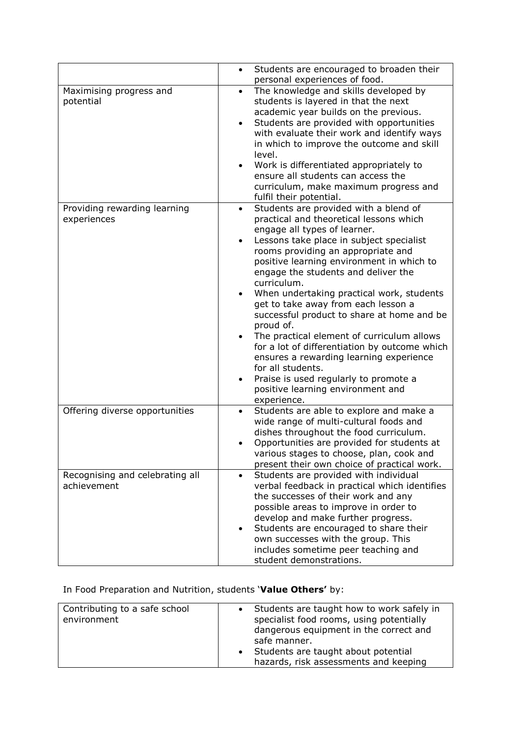| | |
|---|---|
| | • Students are encouraged to broaden their personal experiences of food. |
| Maximising progress and potential | • The knowledge and skills developed by students is layered in that the next academic year builds on the previous.<br>• Students are provided with opportunities with evaluate their work and identify ways in which to improve the outcome and skill level.<br>• Work is differentiated appropriately to ensure all students can access the curriculum, make maximum progress and fulfil their potential. |
| Providing rewarding learning experiences | • Students are provided with a blend of practical and theoretical lessons which engage all types of learner.<br>• Lessons take place in subject specialist rooms providing an appropriate and positive learning environment in which to engage the students and deliver the curriculum.<br>• When undertaking practical work, students get to take away from each lesson a successful product to share at home and be proud of.<br>• The practical element of curriculum allows for a lot of differentiation by outcome which ensures a rewarding learning experience for all students.<br>• Praise is used regularly to promote a positive learning environment and experience. |
| Offering diverse opportunities | • Students are able to explore and make a wide range of multi-cultural foods and dishes throughout the food curriculum.<br>• Opportunities are provided for students at various stages to choose, plan, cook and present their own choice of practical work. |
| Recognising and celebrating all achievement | • Students are provided with individual verbal feedback in practical which identifies the successes of their work and any possible areas to improve in order to develop and make further progress.<br>• Students are encouraged to share their own successes with the group. This includes sometime peer teaching and student demonstrations. |

In Food Preparation and Nutrition, students '**Value Others'** by:

| | |
|---|---|
| Contributing to a safe school environment | • Students are taught how to work safely in specialist food rooms, using potentially dangerous equipment in the correct and safe manner.<br>• Students are taught about potential hazards, risk assessments and keeping |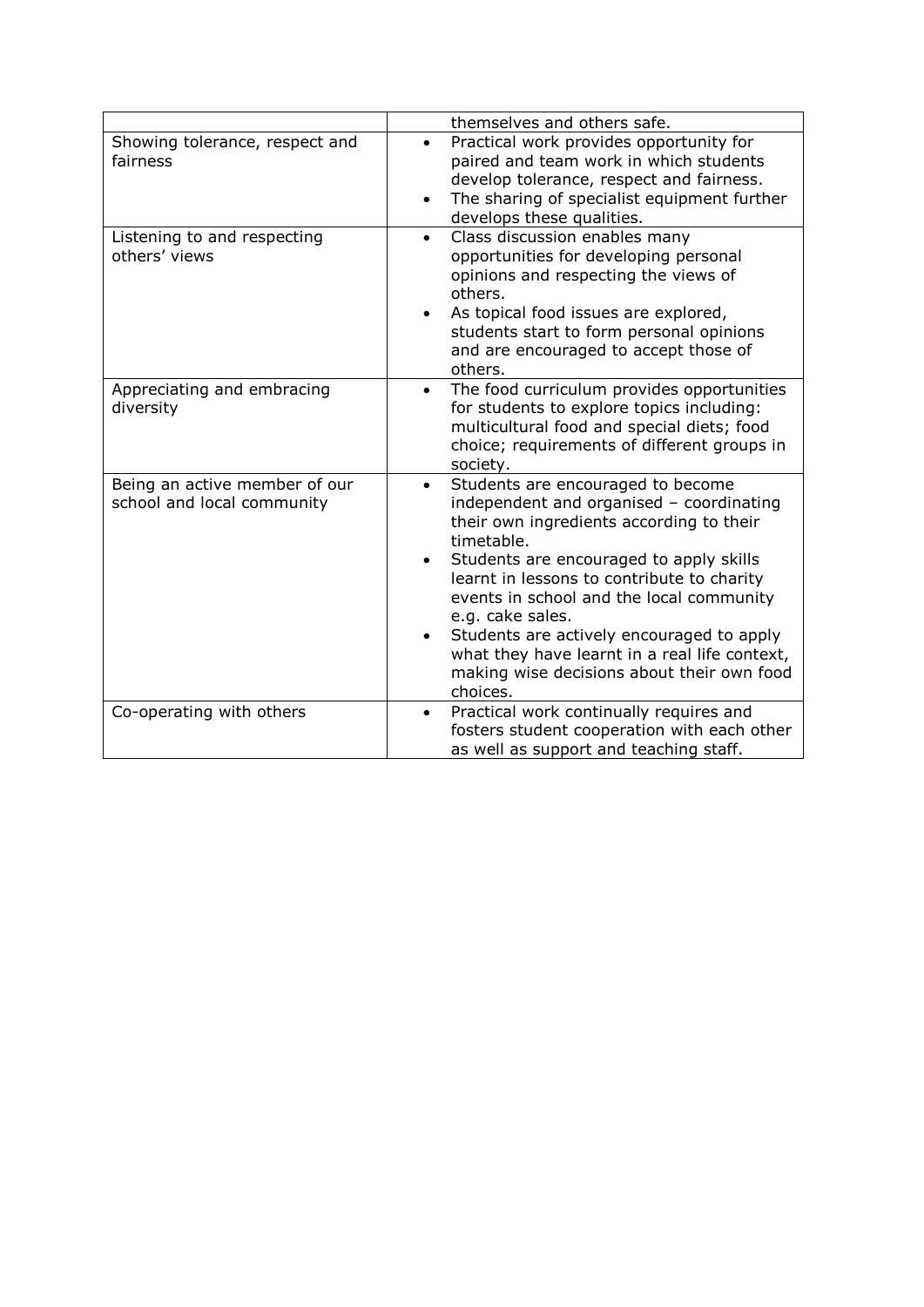| | |
|---|---|
| | themselves and others safe. |
| Showing tolerance, respect and fairness | • Practical work provides opportunity for paired and team work in which students develop tolerance, respect and fairness.<br>• The sharing of specialist equipment further develops these qualities. |
| Listening to and respecting others' views | • Class discussion enables many opportunities for developing personal opinions and respecting the views of others.<br>• As topical food issues are explored, students start to form personal opinions and are encouraged to accept those of others. |
| Appreciating and embracing diversity | • The food curriculum provides opportunities for students to explore topics including: multicultural food and special diets; food choice; requirements of different groups in society. |
| Being an active member of our school and local community | • Students are encouraged to become independent and organised – coordinating their own ingredients according to their timetable.<br>• Students are encouraged to apply skills learnt in lessons to contribute to charity events in school and the local community e.g. cake sales.<br>• Students are actively encouraged to apply what they have learnt in a real life context, making wise decisions about their own food choices. |
| Co-operating with others | • Practical work continually requires and fosters student cooperation with each other as well as support and teaching staff. |